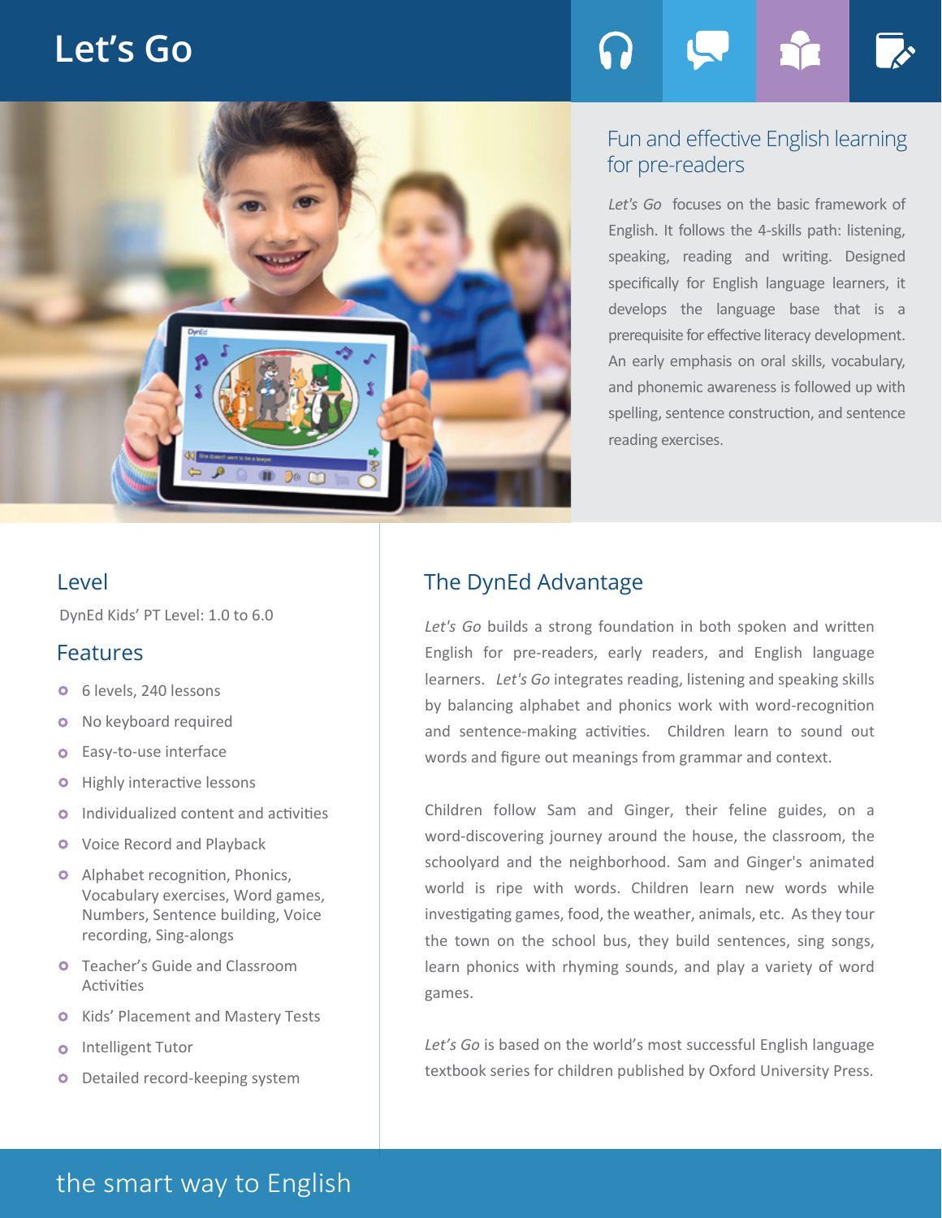# Let's Go

## Fun and effective English learning for pre-readers

*Let's Go* focuses on the basic framework of English. It follows the 4-skills path: listening, speaking, reading and writing. Designed specifically for English language learners, it develops the language base that is a prerequisite for effective literacy development. An early emphasis on oral skills, vocabulary, and phonemic awareness is followed up with spelling, sentence construction, and sentence reading exercises.

## Level

DynEd Kids' PT Level: 1.0 to 6.0

## Features

- 6 levels, 240 lessons
- No keyboard required
- Easy-to-use interface
- Highly interactive lessons
- Individualized content and activities
- Voice Record and Playback
- Alphabet recognition, Phonics, Vocabulary exercises, Word games, Numbers, Sentence building, Voice recording, Sing-alongs
- Teacher's Guide and Classroom Activities
- Kids' Placement and Mastery Tests
- Intelligent Tutor
- Detailed record-keeping system

## The DynEd Advantage

*Let's Go* builds a strong foundation in both spoken and written English for pre-readers, early readers, and English language learners. *Let's Go* integrates reading, listening and speaking skills by balancing alphabet and phonics work with word-recognition and sentence-making activities. Children learn to sound out words and figure out meanings from grammar and context.

Children follow Sam and Ginger, their feline guides, on a word-discovering journey around the house, the classroom, the schoolyard and the neighborhood. Sam and Ginger's animated world is ripe with words. Children learn new words while investigating games, food, the weather, animals, etc. As they tour the town on the school bus, they build sentences, sing songs, learn phonics with rhyming sounds, and play a variety of word games.

*Let's Go* is based on the world's most successful English language textbook series for children published by Oxford University Press.

the smart way to English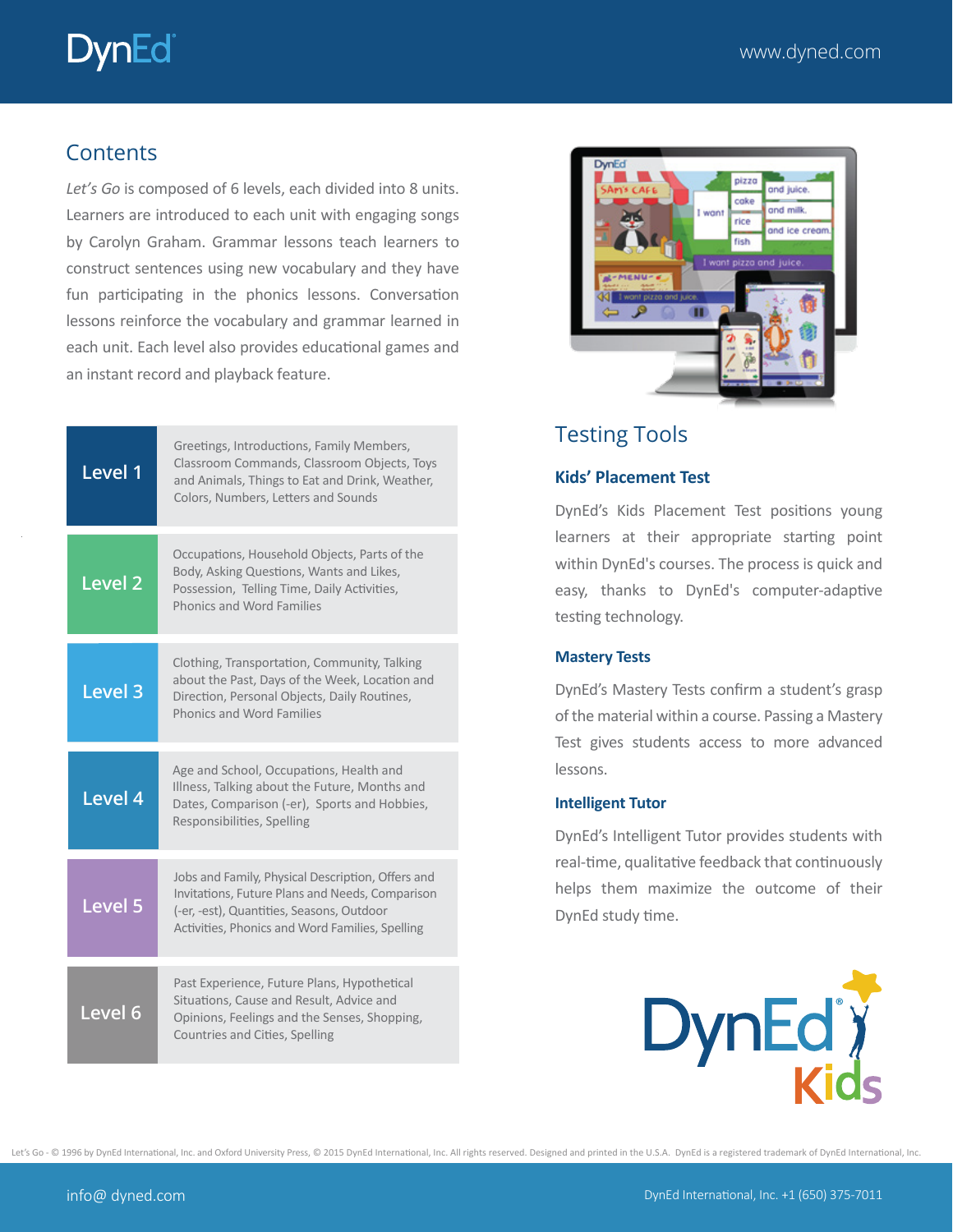## Contents

*Let's Go* is composed of 6 levels, each divided into 8 units. Learners are introduced to each unit with engaging songs by Carolyn Graham. Grammar lessons teach learners to construct sentences using new vocabulary and they have fun participating in the phonics lessons. Conversation lessons reinforce the vocabulary and grammar learned in each unit. Each level also provides educational games and an instant record and playback feature.

| | |
|---|---|
| Level 1 | Greetings, Introductions, Family Members, Classroom Commands, Classroom Objects, Toys and Animals, Things to Eat and Drink, Weather, Colors, Numbers, Letters and Sounds |
| Level 2 | Occupations, Household Objects, Parts of the Body, Asking Questions, Wants and Likes, Possession, Telling Time, Daily Activities, Phonics and Word Families |
| Level 3 | Clothing, Transportation, Community, Talking about the Past, Days of the Week, Location and Direction, Personal Objects, Daily Routines, Phonics and Word Families |
| Level 4 | Age and School, Occupations, Health and Illness, Talking about the Future, Months and Dates, Comparison (-er), Sports and Hobbies, Responsibilities, Spelling |
| Level 5 | Jobs and Family, Physical Description, Offers and Invitations, Future Plans and Needs, Comparison (-er, -est), Quantities, Seasons, Outdoor Activities, Phonics and Word Families, Spelling |
| Level 6 | Past Experience, Future Plans, Hypothetical Situations, Cause and Result, Advice and Opinions, Feelings and the Senses, Shopping, Countries and Cities, Spelling |

## Testing Tools

### Kids' Placement Test

DynEd's Kids Placement Test positions young learners at their appropriate starting point within DynEd's courses. The process is quick and easy, thanks to DynEd's computer-adaptive testing technology.

### Mastery Tests

DynEd's Mastery Tests confirm a student's grasp of the material within a course. Passing a Mastery Test gives students access to more advanced lessons.

### Intelligent Tutor

DynEd's Intelligent Tutor provides students with real-time, qualitative feedback that continuously helps them maximize the outcome of their DynEd study time.

Let's Go - © 1996 by DynEd International, Inc. and Oxford University Press, © 2015 DynEd International, Inc. All rights reserved. Designed and printed in the U.S.A. DynEd is a registered trademark of DynEd International, Inc.

info@ dyned.com

DynEd International, Inc. +1 (650) 375-7011